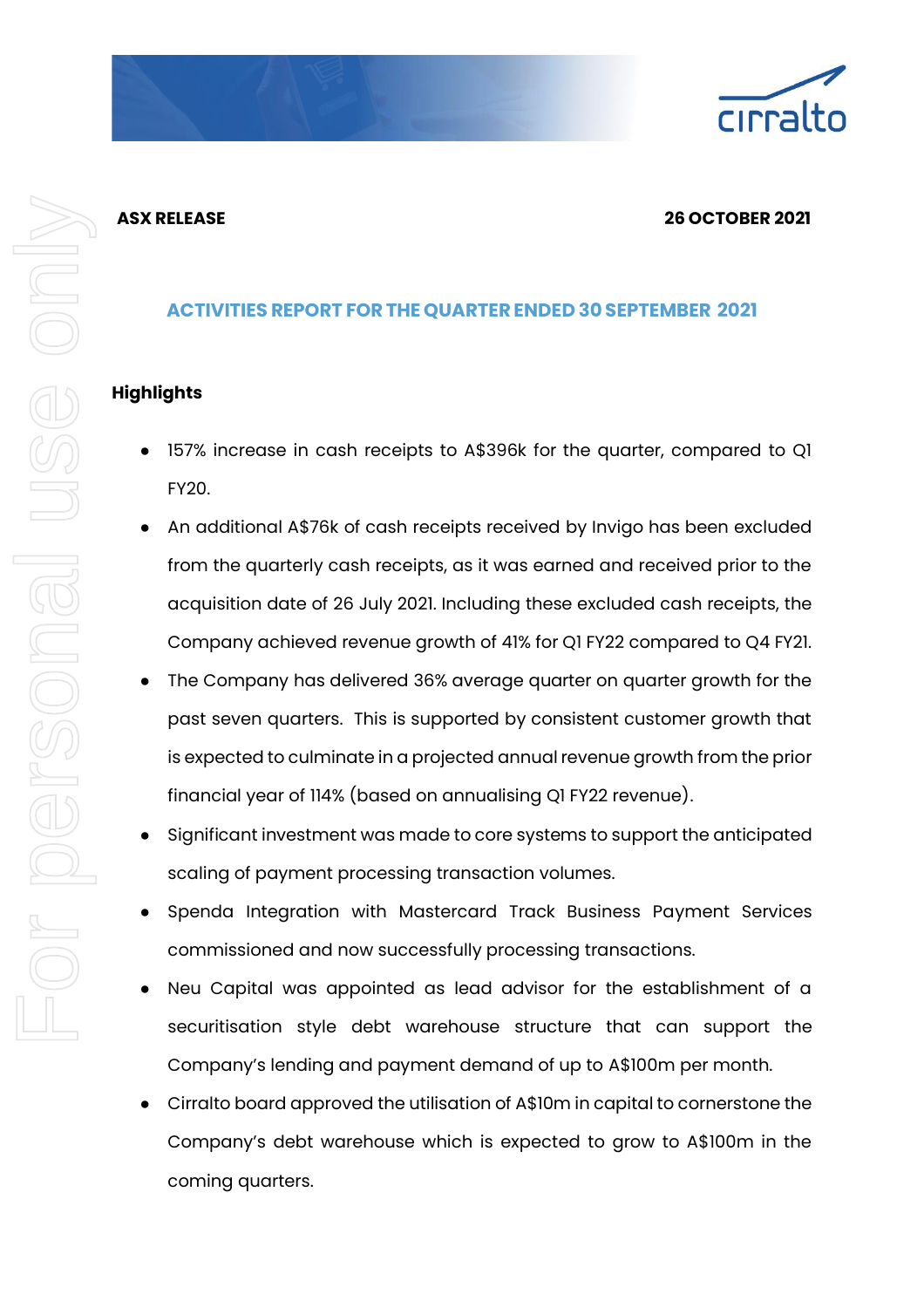**ASX RELEASE** **26 OCTOBER 2021**

## ACTIVITIES REPORT FOR THE QUARTER ENDED 30 SEPTEMBER 2021

### Highlights

- 157% increase in cash receipts to A$396k for the quarter, compared to Q1 FY20.
- An additional A$76k of cash receipts received by Invigo has been excluded from the quarterly cash receipts, as it was earned and received prior to the acquisition date of 26 July 2021. Including these excluded cash receipts, the Company achieved revenue growth of 41% for Q1 FY22 compared to Q4 FY21.
- The Company has delivered 36% average quarter on quarter growth for the past seven quarters. This is supported by consistent customer growth that is expected to culminate in a projected annual revenue growth from the prior financial year of 114% (based on annualising Q1 FY22 revenue).
- Significant investment was made to core systems to support the anticipated scaling of payment processing transaction volumes.
- Spenda Integration with Mastercard Track Business Payment Services commissioned and now successfully processing transactions.
- Neu Capital was appointed as lead advisor for the establishment of a securitisation style debt warehouse structure that can support the Company's lending and payment demand of up to A$100m per month.
- Cirralto board approved the utilisation of A$10m in capital to cornerstone the Company's debt warehouse which is expected to grow to A$100m in the coming quarters.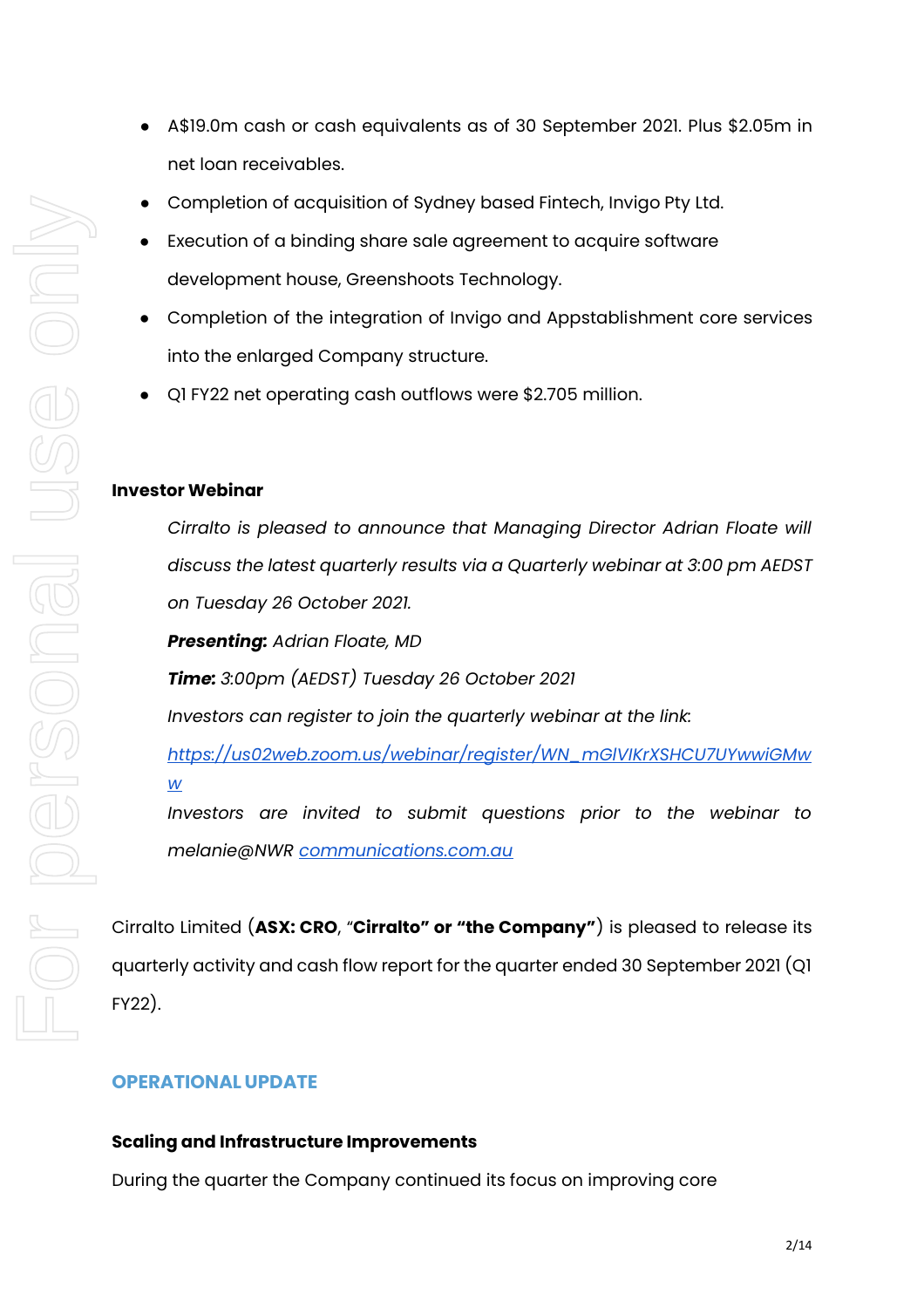- A$19.0m cash or cash equivalents as of 30 September 2021. Plus $2.05m in net loan receivables.
- Completion of acquisition of Sydney based Fintech, Invigo Pty Ltd.
- Execution of a binding share sale agreement to acquire software development house, Greenshoots Technology.
- Completion of the integration of Invigo and Appstablishment core services into the enlarged Company structure.
- Q1 FY22 net operating cash outflows were $2.705 million.

**Investor Webinar**

*Cirralto is pleased to announce that Managing Director Adrian Floate will discuss the latest quarterly results via a Quarterly webinar at 3:00 pm AEDST on Tuesday 26 October 2021.*

***Presenting:*** *Adrian Floate, MD*

***Time:*** *3:00pm (AEDST) Tuesday 26 October 2021*

*Investors can register to join the quarterly webinar at the link:*

*https://us02web.zoom.us/webinar/register/WN_mGIVIKrXSHCU7UYwwiGMww*

*Investors are invited to submit questions prior to the webinar to melanie@NWR communications.com.au*

Cirralto Limited (**ASX: CRO**, "**Cirralto" or "the Company"**) is pleased to release its quarterly activity and cash flow report for the quarter ended 30 September 2021 (Q1 FY22).

## OPERATIONAL UPDATE

**Scaling and Infrastructure Improvements**

During the quarter the Company continued its focus on improving core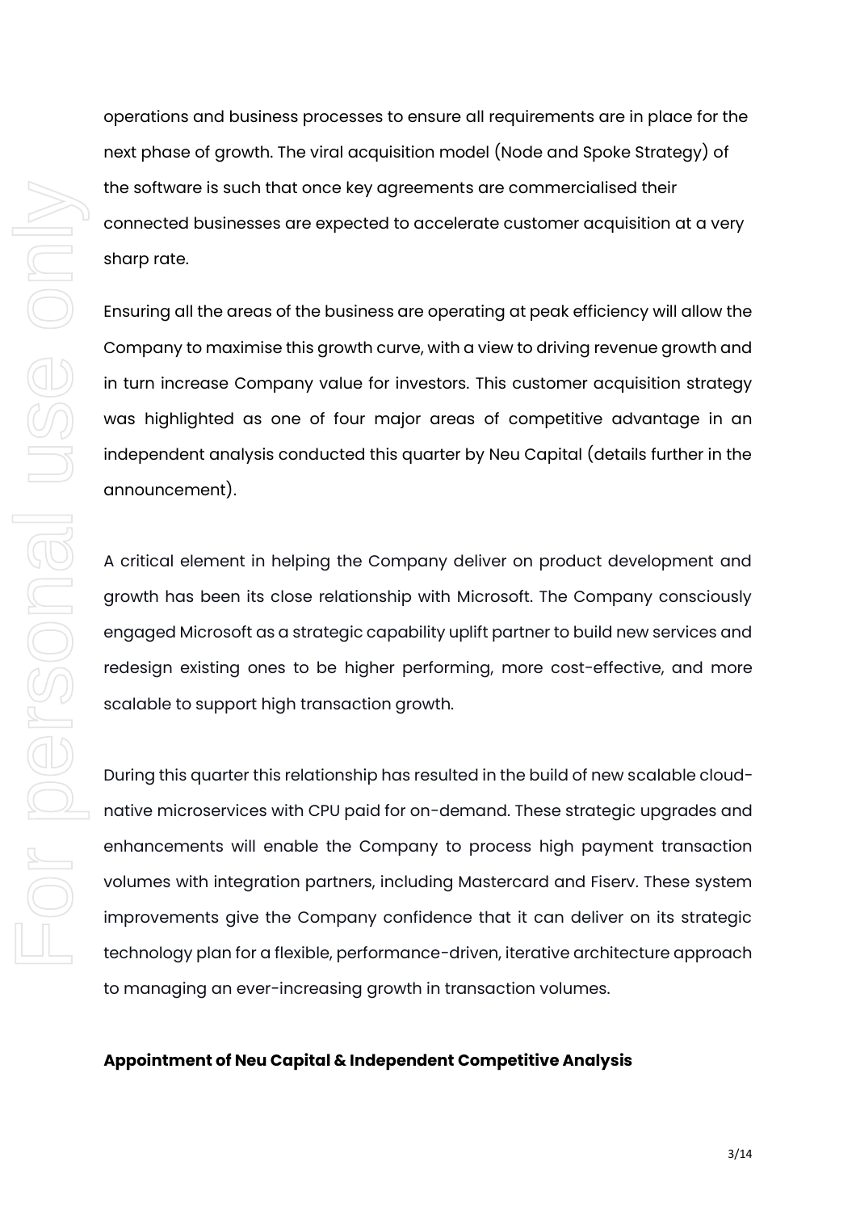operations and business processes to ensure all requirements are in place for the next phase of growth. The viral acquisition model (Node and Spoke Strategy) of the software is such that once key agreements are commercialised their connected businesses are expected to accelerate customer acquisition at a very sharp rate.

Ensuring all the areas of the business are operating at peak efficiency will allow the Company to maximise this growth curve, with a view to driving revenue growth and in turn increase Company value for investors. This customer acquisition strategy was highlighted as one of four major areas of competitive advantage in an independent analysis conducted this quarter by Neu Capital (details further in the announcement).

A critical element in helping the Company deliver on product development and growth has been its close relationship with Microsoft. The Company consciously engaged Microsoft as a strategic capability uplift partner to build new services and redesign existing ones to be higher performing, more cost-effective, and more scalable to support high transaction growth.

During this quarter this relationship has resulted in the build of new scalable cloud-native microservices with CPU paid for on-demand. These strategic upgrades and enhancements will enable the Company to process high payment transaction volumes with integration partners, including Mastercard and Fiserv. These system improvements give the Company confidence that it can deliver on its strategic technology plan for a flexible, performance-driven, iterative architecture approach to managing an ever-increasing growth in transaction volumes.

**Appointment of Neu Capital & Independent Competitive Analysis**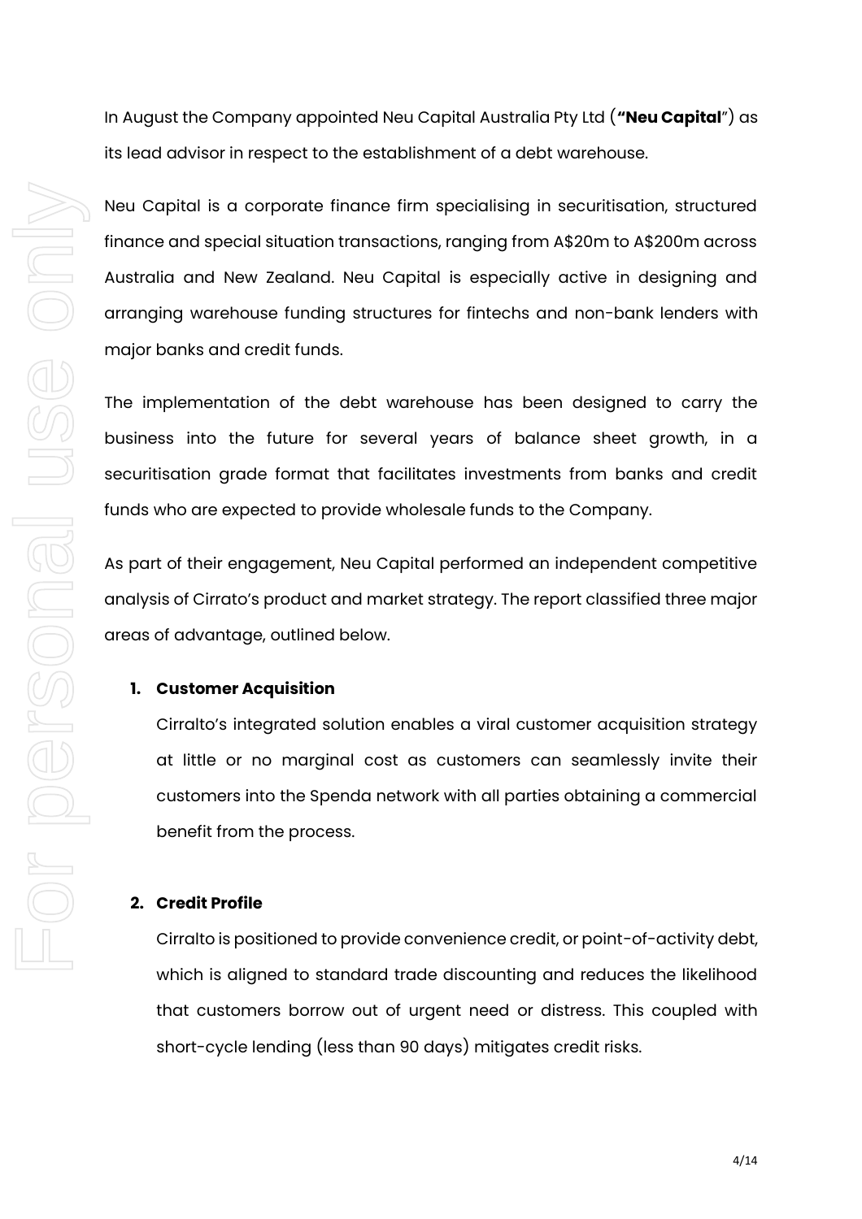In August the Company appointed Neu Capital Australia Pty Ltd (**"Neu Capital**") as its lead advisor in respect to the establishment of a debt warehouse.

Neu Capital is a corporate finance firm specialising in securitisation, structured finance and special situation transactions, ranging from A$20m to A$200m across Australia and New Zealand. Neu Capital is especially active in designing and arranging warehouse funding structures for fintechs and non-bank lenders with major banks and credit funds.

The implementation of the debt warehouse has been designed to carry the business into the future for several years of balance sheet growth, in a securitisation grade format that facilitates investments from banks and credit funds who are expected to provide wholesale funds to the Company.

As part of their engagement, Neu Capital performed an independent competitive analysis of Cirrato's product and market strategy. The report classified three major areas of advantage, outlined below.

1. **Customer Acquisition**

   Cirralto's integrated solution enables a viral customer acquisition strategy at little or no marginal cost as customers can seamlessly invite their customers into the Spenda network with all parties obtaining a commercial benefit from the process.

2. **Credit Profile**

   Cirralto is positioned to provide convenience credit, or point-of-activity debt, which is aligned to standard trade discounting and reduces the likelihood that customers borrow out of urgent need or distress. This coupled with short-cycle lending (less than 90 days) mitigates credit risks.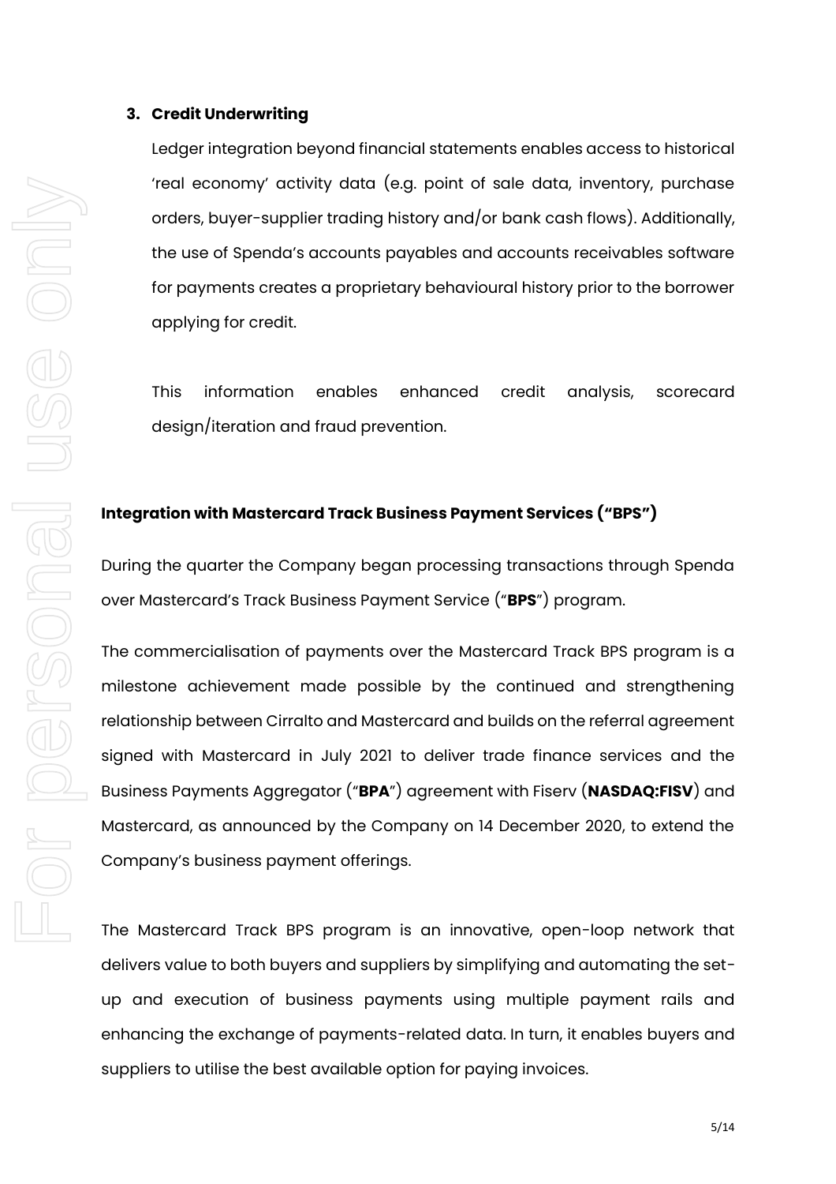3. **Credit Underwriting**

   Ledger integration beyond financial statements enables access to historical 'real economy' activity data (e.g. point of sale data, inventory, purchase orders, buyer-supplier trading history and/or bank cash flows). Additionally, the use of Spenda's accounts payables and accounts receivables software for payments creates a proprietary behavioural history prior to the borrower applying for credit.

   This information enables enhanced credit analysis, scorecard design/iteration and fraud prevention.

## Integration with Mastercard Track Business Payment Services ("BPS")

During the quarter the Company began processing transactions through Spenda over Mastercard's Track Business Payment Service ("**BPS**") program.

The commercialisation of payments over the Mastercard Track BPS program is a milestone achievement made possible by the continued and strengthening relationship between Cirralto and Mastercard and builds on the referral agreement signed with Mastercard in July 2021 to deliver trade finance services and the Business Payments Aggregator ("**BPA**") agreement with Fiserv (**NASDAQ:FISV**) and Mastercard, as announced by the Company on 14 December 2020, to extend the Company's business payment offerings.

The Mastercard Track BPS program is an innovative, open-loop network that delivers value to both buyers and suppliers by simplifying and automating the set-up and execution of business payments using multiple payment rails and enhancing the exchange of payments-related data. In turn, it enables buyers and suppliers to utilise the best available option for paying invoices.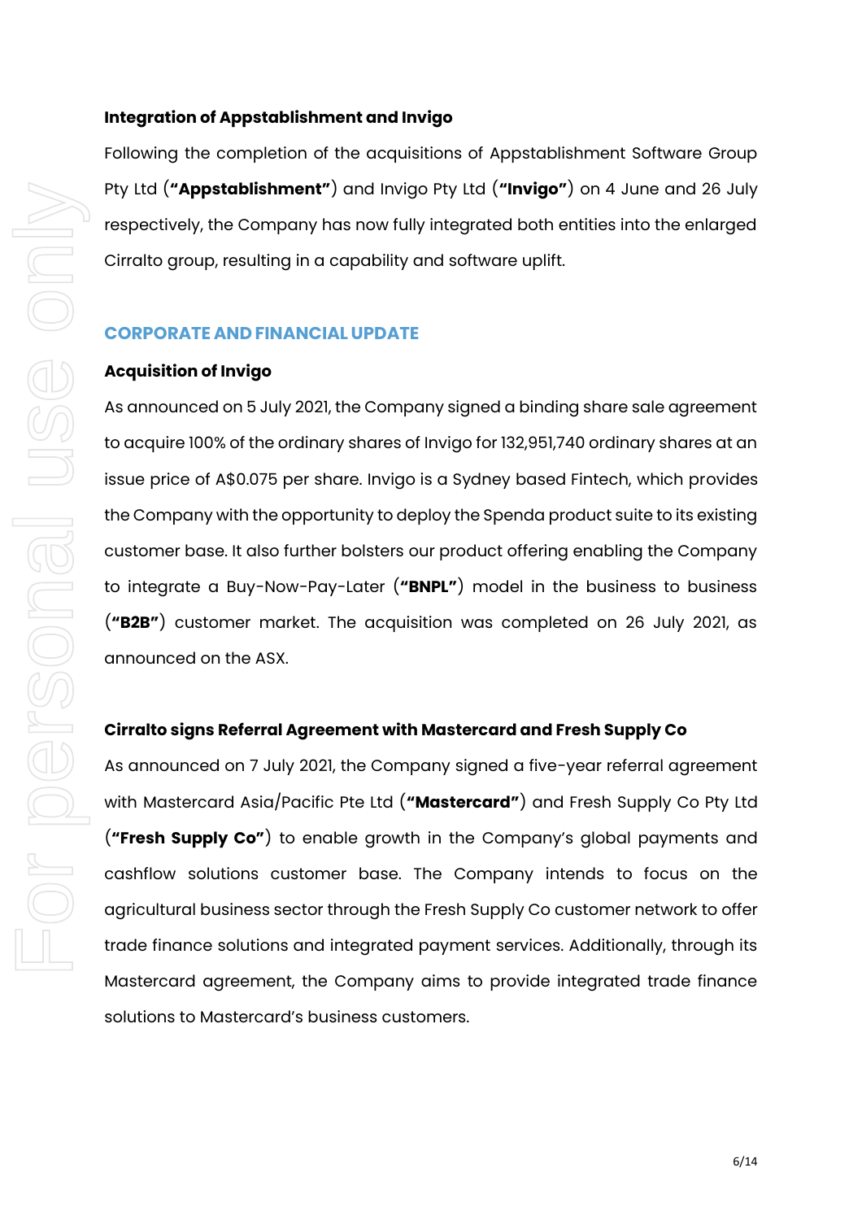### Integration of Appstablishment and Invigo

Following the completion of the acquisitions of Appstablishment Software Group Pty Ltd (**"Appstablishment"**) and Invigo Pty Ltd (**"Invigo"**) on 4 June and 26 July respectively, the Company has now fully integrated both entities into the enlarged Cirralto group, resulting in a capability and software uplift.

## CORPORATE AND FINANCIAL UPDATE

### Acquisition of Invigo

As announced on 5 July 2021, the Company signed a binding share sale agreement to acquire 100% of the ordinary shares of Invigo for 132,951,740 ordinary shares at an issue price of A$0.075 per share. Invigo is a Sydney based Fintech, which provides the Company with the opportunity to deploy the Spenda product suite to its existing customer base. It also further bolsters our product offering enabling the Company to integrate a Buy-Now-Pay-Later (**"BNPL"**) model in the business to business (**"B2B"**) customer market. The acquisition was completed on 26 July 2021, as announced on the ASX.

### Cirralto signs Referral Agreement with Mastercard and Fresh Supply Co

As announced on 7 July 2021, the Company signed a five-year referral agreement with Mastercard Asia/Pacific Pte Ltd (**"Mastercard"**) and Fresh Supply Co Pty Ltd (**"Fresh Supply Co"**) to enable growth in the Company's global payments and cashflow solutions customer base. The Company intends to focus on the agricultural business sector through the Fresh Supply Co customer network to offer trade finance solutions and integrated payment services. Additionally, through its Mastercard agreement, the Company aims to provide integrated trade finance solutions to Mastercard's business customers.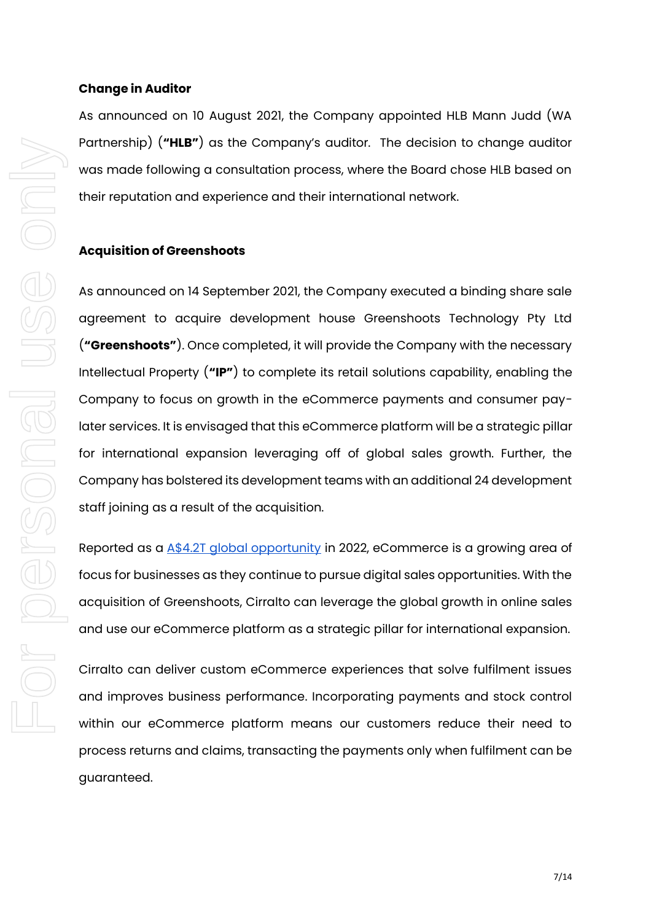**Change in Auditor**

As announced on 10 August 2021, the Company appointed HLB Mann Judd (WA Partnership) (**"HLB"**) as the Company's auditor. The decision to change auditor was made following a consultation process, where the Board chose HLB based on their reputation and experience and their international network.

**Acquisition of Greenshoots**

As announced on 14 September 2021, the Company executed a binding share sale agreement to acquire development house Greenshoots Technology Pty Ltd (**"Greenshoots"**). Once completed, it will provide the Company with the necessary Intellectual Property (**"IP"**) to complete its retail solutions capability, enabling the Company to focus on growth in the eCommerce payments and consumer pay-later services. It is envisaged that this eCommerce platform will be a strategic pillar for international expansion leveraging off of global sales growth. Further, the Company has bolstered its development teams with an additional 24 development staff joining as a result of the acquisition.

Reported as a A$4.2T global opportunity in 2022, eCommerce is a growing area of focus for businesses as they continue to pursue digital sales opportunities. With the acquisition of Greenshoots, Cirralto can leverage the global growth in online sales and use our eCommerce platform as a strategic pillar for international expansion.

Cirralto can deliver custom eCommerce experiences that solve fulfilment issues and improves business performance. Incorporating payments and stock control within our eCommerce platform means our customers reduce their need to process returns and claims, transacting the payments only when fulfilment can be guaranteed.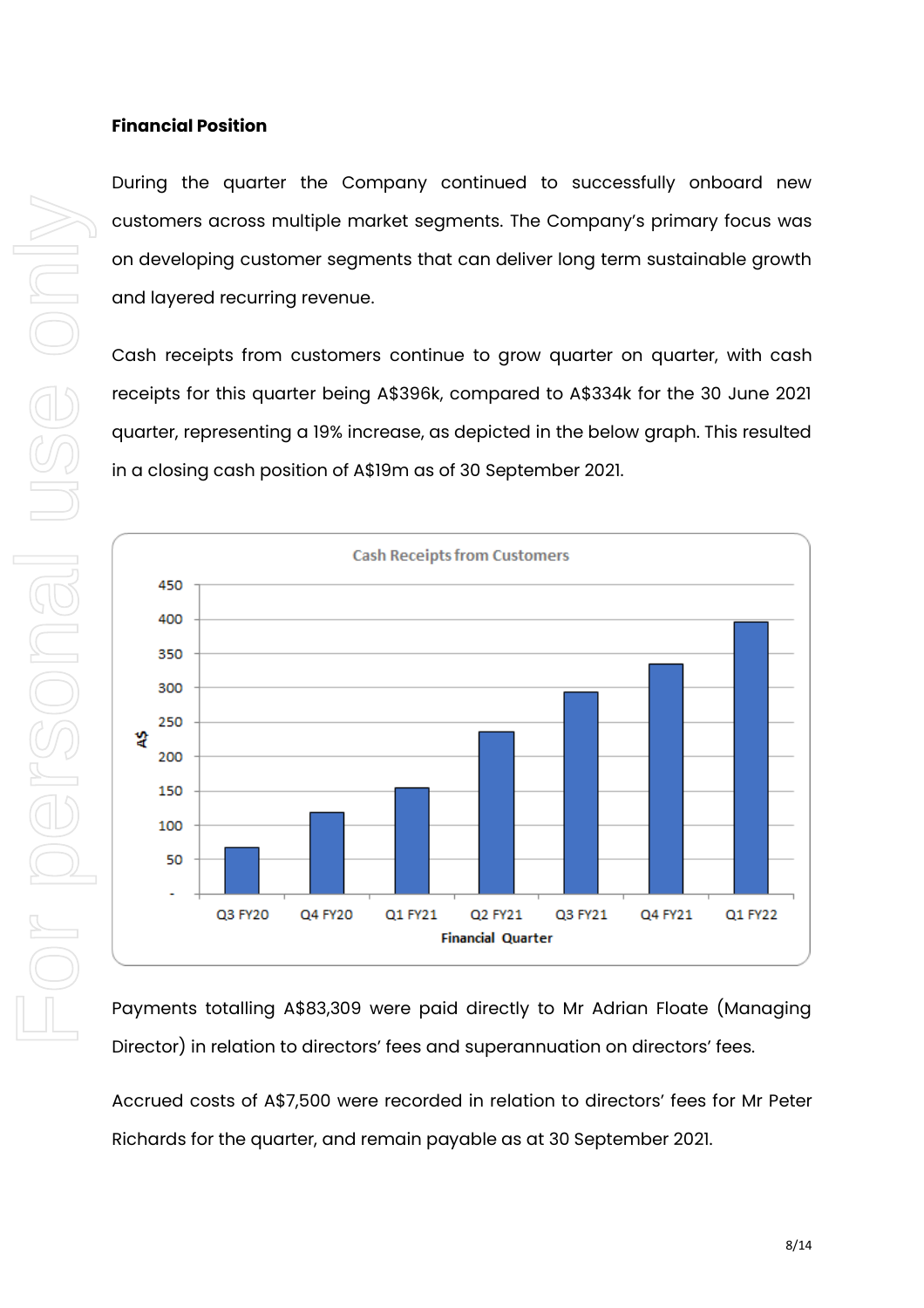**Financial Position**

During the quarter the Company continued to successfully onboard new customers across multiple market segments. The Company's primary focus was on developing customer segments that can deliver long term sustainable growth and layered recurring revenue.

Cash receipts from customers continue to grow quarter on quarter, with cash receipts for this quarter being A$396k, compared to A$334k for the 30 June 2021 quarter, representing a 19% increase, as depicted in the below graph. This resulted in a closing cash position of A$19m as of 30 September 2021.

Payments totalling A$83,309 were paid directly to Mr Adrian Floate (Managing Director) in relation to directors' fees and superannuation on directors' fees.

Accrued costs of A$7,500 were recorded in relation to directors' fees for Mr Peter Richards for the quarter, and remain payable as at 30 September 2021.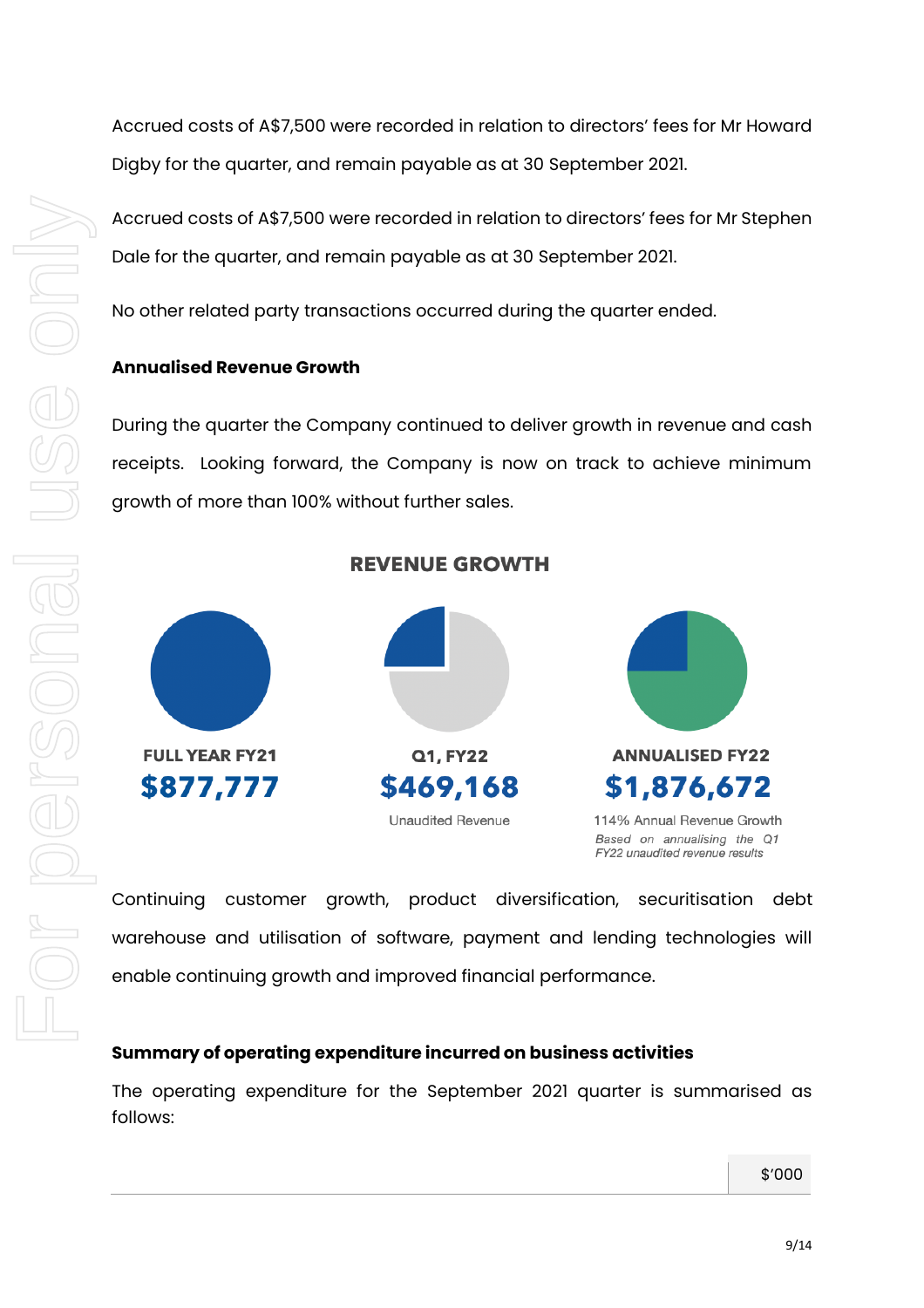Accrued costs of A$7,500 were recorded in relation to directors' fees for Mr Howard Digby for the quarter, and remain payable as at 30 September 2021.

Accrued costs of A$7,500 were recorded in relation to directors' fees for Mr Stephen Dale for the quarter, and remain payable as at 30 September 2021.

No other related party transactions occurred during the quarter ended.

**Annualised Revenue Growth**

During the quarter the Company continued to deliver growth in revenue and cash receipts. Looking forward, the Company is now on track to achieve minimum growth of more than 100% without further sales.

**REVENUE GROWTH**

| FULL YEAR FY21 | Q1, FY22 | ANNUALISED FY22 |
|---|---|---|
| **$877,777** | **$469,168** | **$1,876,672** |
| | Unaudited Revenue | 114% Annual Revenue Growth<br>*Based on annualising the Q1 FY22 unaudited revenue results* |

Continuing customer growth, product diversification, securitisation debt warehouse and utilisation of software, payment and lending technologies will enable continuing growth and improved financial performance.

**Summary of operating expenditure incurred on business activities**

The operating expenditure for the September 2021 quarter is summarised as follows:

| | $'000 |
|---|---|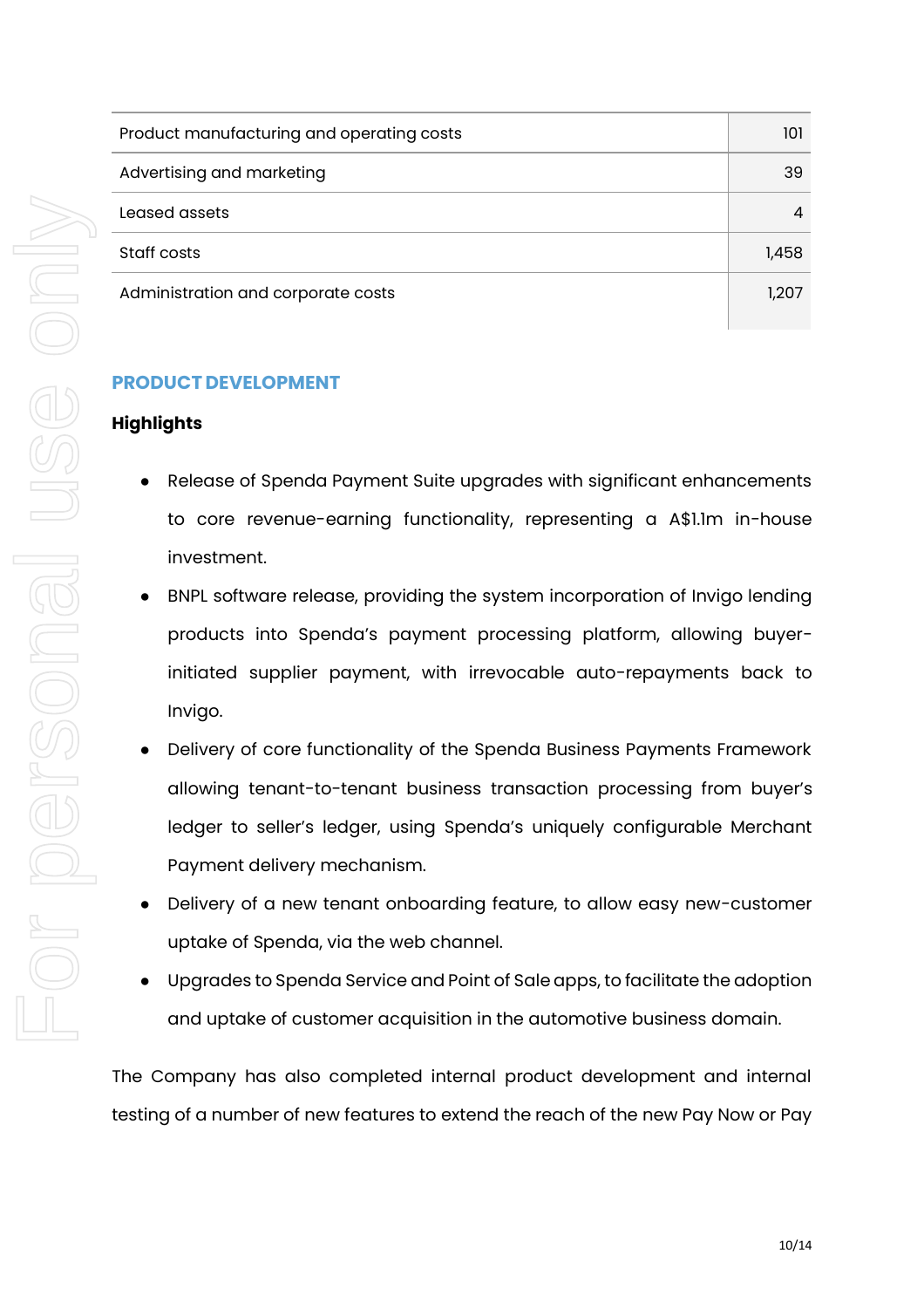| | |
|---|---|
| Product manufacturing and operating costs | 101 |
| Advertising and marketing | 39 |
| Leased assets | 4 |
| Staff costs | 1,458 |
| Administration and corporate costs | 1,207 |

## PRODUCT DEVELOPMENT

**Highlights**

- Release of Spenda Payment Suite upgrades with significant enhancements to core revenue-earning functionality, representing a A$1.1m in-house investment.
- BNPL software release, providing the system incorporation of Invigo lending products into Spenda's payment processing platform, allowing buyer-initiated supplier payment, with irrevocable auto-repayments back to Invigo.
- Delivery of core functionality of the Spenda Business Payments Framework allowing tenant-to-tenant business transaction processing from buyer's ledger to seller's ledger, using Spenda's uniquely configurable Merchant Payment delivery mechanism.
- Delivery of a new tenant onboarding feature, to allow easy new-customer uptake of Spenda, via the web channel.
- Upgrades to Spenda Service and Point of Sale apps, to facilitate the adoption and uptake of customer acquisition in the automotive business domain.

The Company has also completed internal product development and internal testing of a number of new features to extend the reach of the new Pay Now or Pay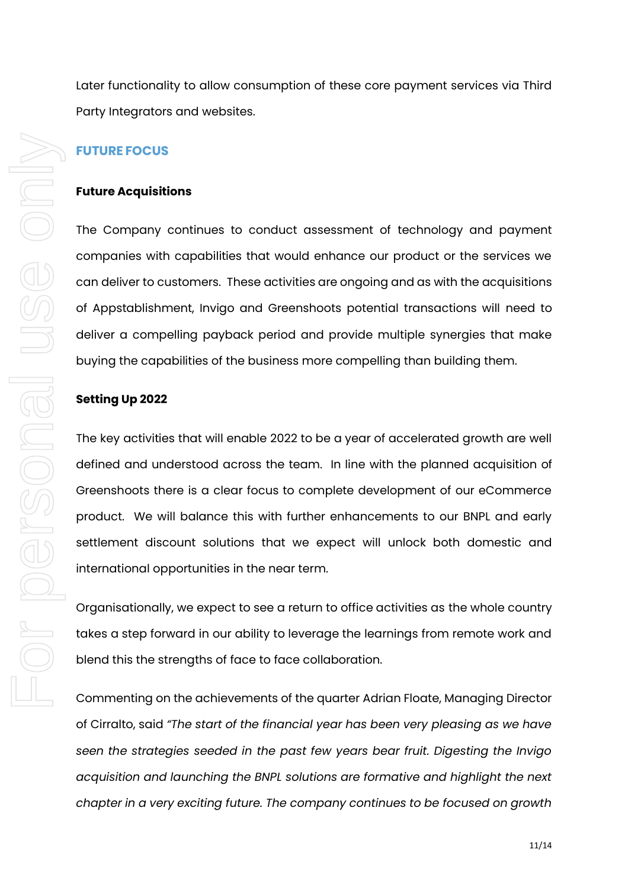Later functionality to allow consumption of these core payment services via Third Party Integrators and websites.

## FUTURE FOCUS

### Future Acquisitions

The Company continues to conduct assessment of technology and payment companies with capabilities that would enhance our product or the services we can deliver to customers. These activities are ongoing and as with the acquisitions of Appstablishment, Invigo and Greenshoots potential transactions will need to deliver a compelling payback period and provide multiple synergies that make buying the capabilities of the business more compelling than building them.

### Setting Up 2022

The key activities that will enable 2022 to be a year of accelerated growth are well defined and understood across the team. In line with the planned acquisition of Greenshoots there is a clear focus to complete development of our eCommerce product. We will balance this with further enhancements to our BNPL and early settlement discount solutions that we expect will unlock both domestic and international opportunities in the near term.

Organisationally, we expect to see a return to office activities as the whole country takes a step forward in our ability to leverage the learnings from remote work and blend this the strengths of face to face collaboration.

Commenting on the achievements of the quarter Adrian Floate, Managing Director of Cirralto, said *"The start of the financial year has been very pleasing as we have seen the strategies seeded in the past few years bear fruit. Digesting the Invigo acquisition and launching the BNPL solutions are formative and highlight the next chapter in a very exciting future. The company continues to be focused on growth*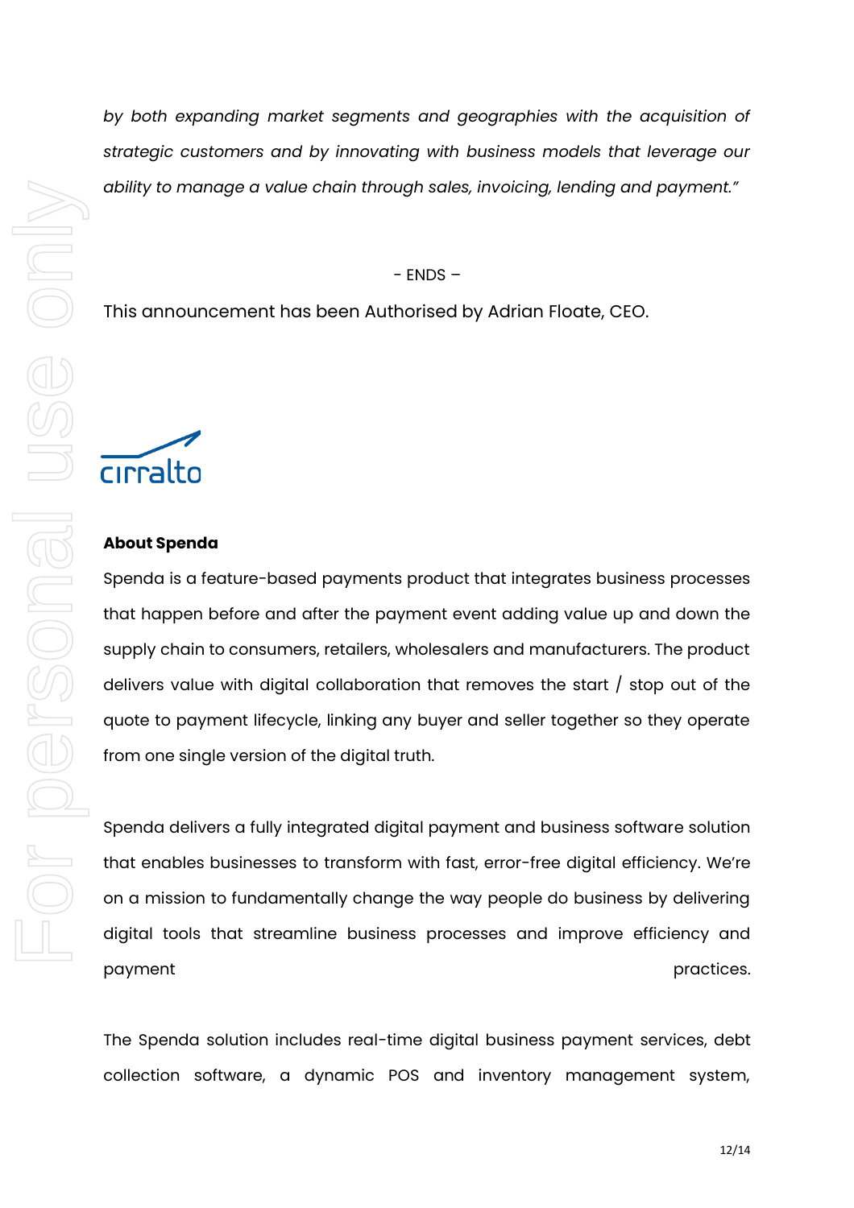*by both expanding market segments and geographies with the acquisition of strategic customers and by innovating with business models that leverage our ability to manage a value chain through sales, invoicing, lending and payment."*

\- ENDS –

This announcement has been Authorised by Adrian Floate, CEO.

cirralto

**About Spenda**

Spenda is a feature-based payments product that integrates business processes that happen before and after the payment event adding value up and down the supply chain to consumers, retailers, wholesalers and manufacturers. The product delivers value with digital collaboration that removes the start / stop out of the quote to payment lifecycle, linking any buyer and seller together so they operate from one single version of the digital truth.

Spenda delivers a fully integrated digital payment and business software solution that enables businesses to transform with fast, error-free digital efficiency. We're on a mission to fundamentally change the way people do business by delivering digital tools that streamline business processes and improve efficiency and payment practices.

The Spenda solution includes real-time digital business payment services, debt collection software, a dynamic POS and inventory management system,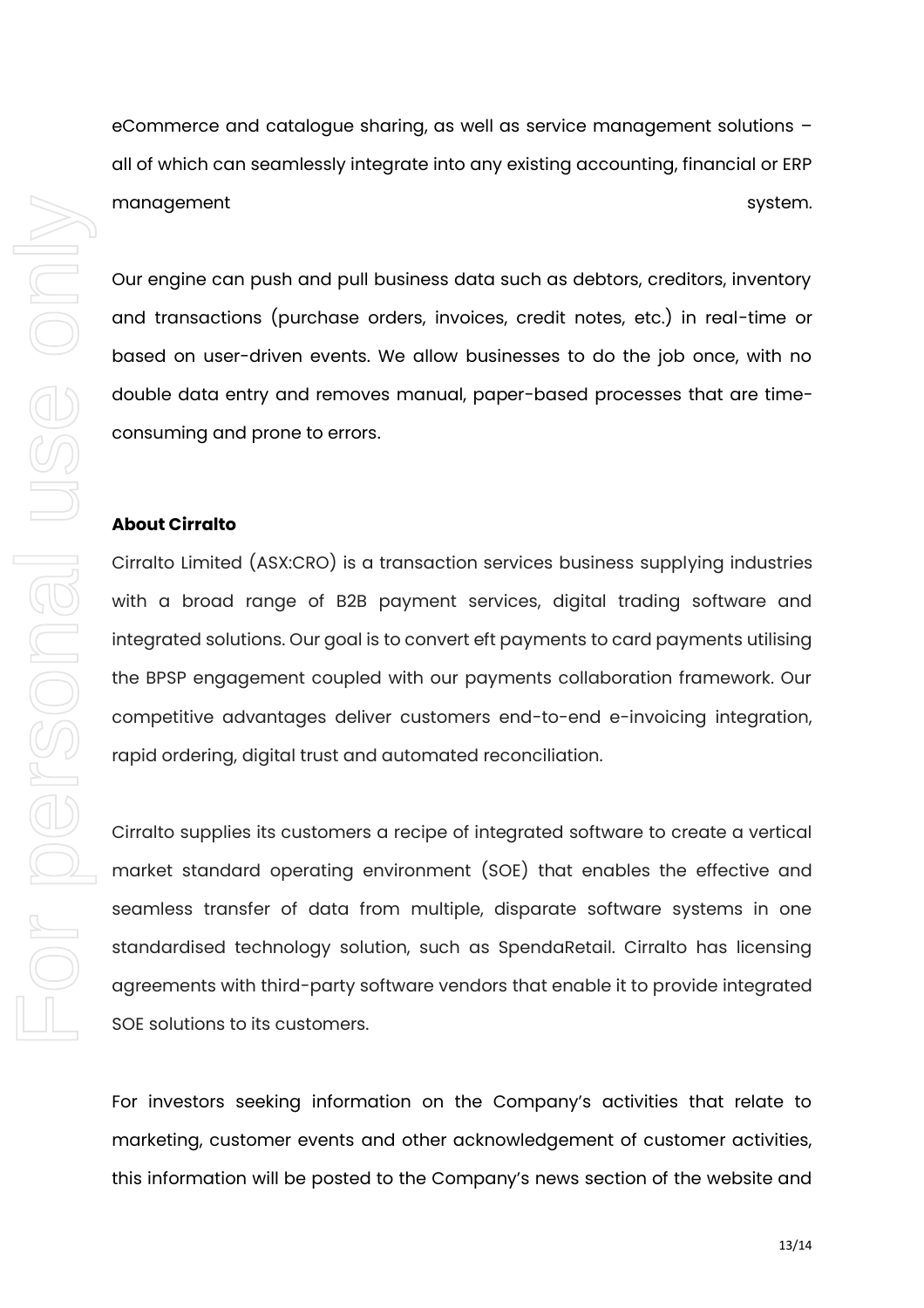eCommerce and catalogue sharing, as well as service management solutions – all of which can seamlessly integrate into any existing accounting, financial or ERP management system.

Our engine can push and pull business data such as debtors, creditors, inventory and transactions (purchase orders, invoices, credit notes, etc.) in real-time or based on user-driven events. We allow businesses to do the job once, with no double data entry and removes manual, paper-based processes that are time-consuming and prone to errors.

**About Cirralto**

Cirralto Limited (ASX:CRO) is a transaction services business supplying industries with a broad range of B2B payment services, digital trading software and integrated solutions. Our goal is to convert eft payments to card payments utilising the BPSP engagement coupled with our payments collaboration framework. Our competitive advantages deliver customers end-to-end e-invoicing integration, rapid ordering, digital trust and automated reconciliation.

Cirralto supplies its customers a recipe of integrated software to create a vertical market standard operating environment (SOE) that enables the effective and seamless transfer of data from multiple, disparate software systems in one standardised technology solution, such as SpendaRetail. Cirralto has licensing agreements with third-party software vendors that enable it to provide integrated SOE solutions to its customers.

For investors seeking information on the Company's activities that relate to marketing, customer events and other acknowledgement of customer activities, this information will be posted to the Company's news section of the website and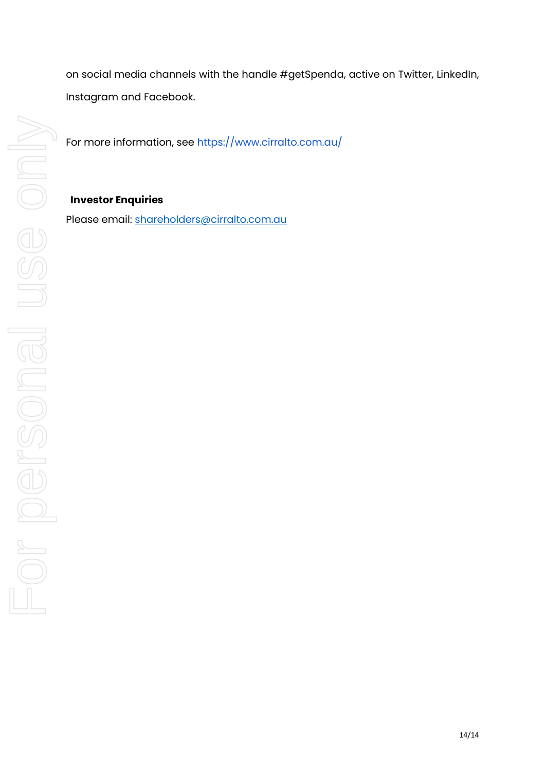on social media channels with the handle #getSpenda, active on Twitter, LinkedIn, Instagram and Facebook.

For more information, see https://www.cirralto.com.au/

**Investor Enquiries**

Please email: shareholders@cirralto.com.au